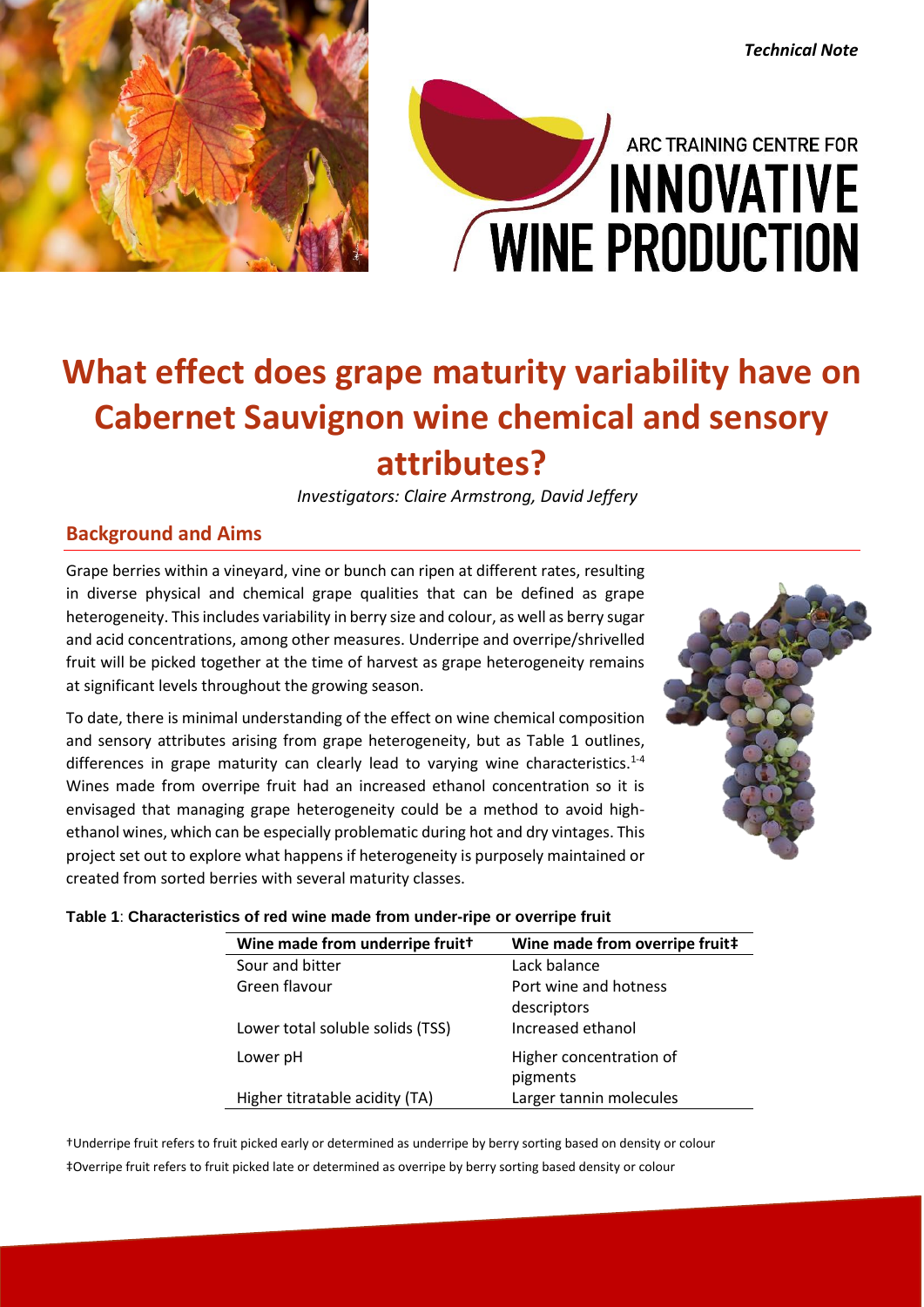*Technical Note*

ARC TRAINING CENTRE FOR INNOVATIVE WINE PRODUCTION

# What effect does grape maturity variability have on Cabernet Sauvignon wine chemical and sensory attributes?

*Investigators: Claire Armstrong, David Jeffery*

## Background and Aims

Grape berries within a vineyard, vine or bunch can ripen at different rates, resulting in diverse physical and chemical grape qualities that can be defined as grape heterogeneity. This includes variability in berry size and colour, as well as berry sugar and acid concentrations, among other measures. Underripe and overripe/shrivelled fruit will be picked together at the time of harvest as grape heterogeneity remains at significant levels throughout the growing season.

To date, there is minimal understanding of the effect on wine chemical composition and sensory attributes arising from grape heterogeneity, but as Table 1 outlines, differences in grape maturity can clearly lead to varying wine characteristics.[1-4] Wines made from overripe fruit had an increased ethanol concentration so it is envisaged that managing grape heterogeneity could be a method to avoid high-ethanol wines, which can be especially problematic during hot and dry vintages. This project set out to explore what happens if heterogeneity is purposely maintained or created from sorted berries with several maturity classes.

**Table 1**: **Characteristics of red wine made from under-ripe or overripe fruit**

| Wine made from underripe fruit† | Wine made from overripe fruit‡ |
|---|---|
| Sour and bitter | Lack balance |
| Green flavour | Port wine and hotness descriptors |
| Lower total soluble solids (TSS) | Increased ethanol |
| Lower pH | Higher concentration of pigments |
| Higher titratable acidity (TA) | Larger tannin molecules |

†Underripe fruit refers to fruit picked early or determined as underripe by berry sorting based on density or colour

‡Overripe fruit refers to fruit picked late or determined as overripe by berry sorting based density or colour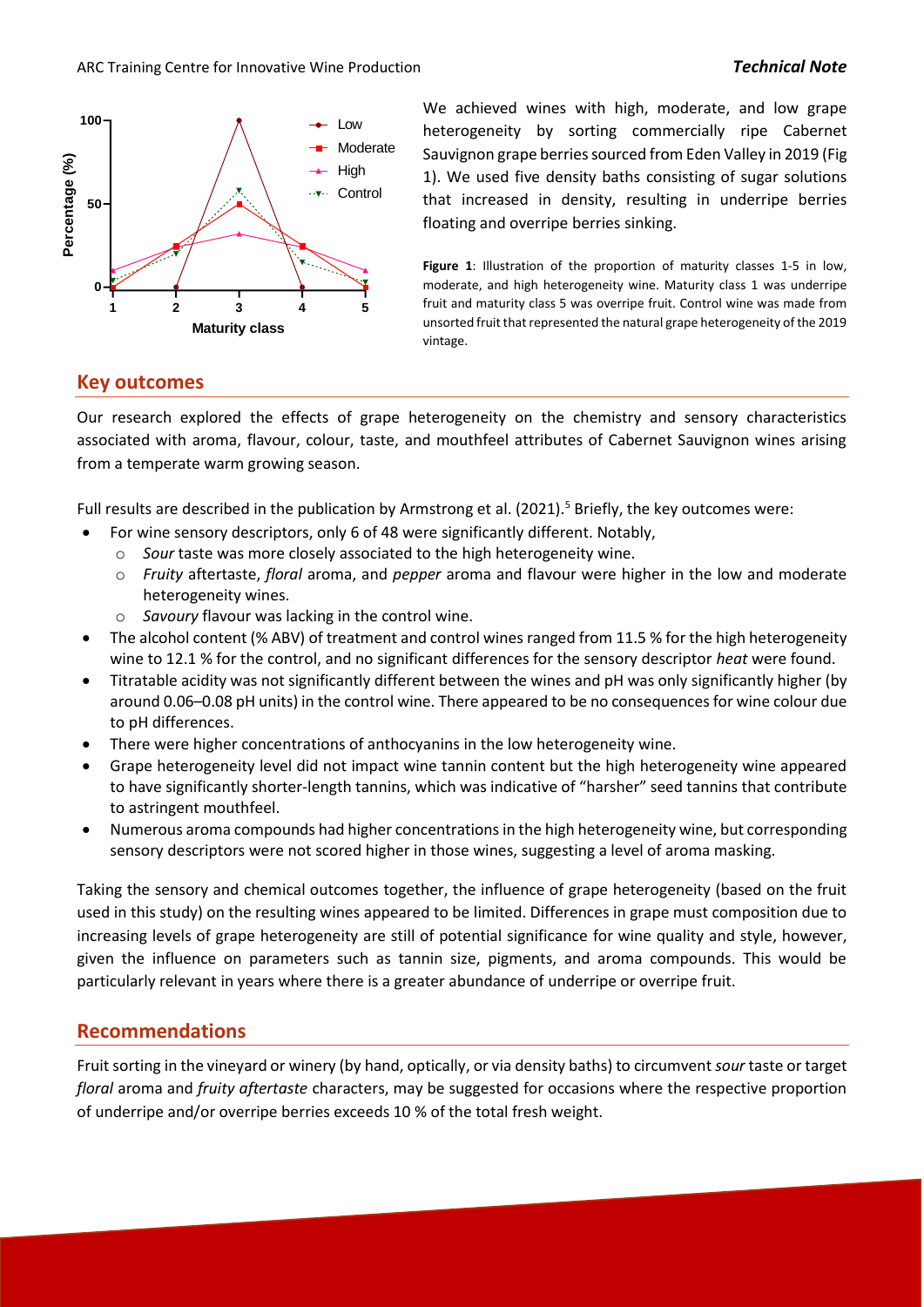We achieved wines with high, moderate, and low grape heterogeneity by sorting commercially ripe Cabernet Sauvignon grape berries sourced from Eden Valley in 2019 (Fig 1). We used five density baths consisting of sugar solutions that increased in density, resulting in underripe berries floating and overripe berries sinking.

**Figure 1**: Illustration of the proportion of maturity classes 1-5 in low, moderate, and high heterogeneity wine. Maturity class 1 was underripe fruit and maturity class 5 was overripe fruit. Control wine was made from unsorted fruit that represented the natural grape heterogeneity of the 2019 vintage.

## Key outcomes

Our research explored the effects of grape heterogeneity on the chemistry and sensory characteristics associated with aroma, flavour, colour, taste, and mouthfeel attributes of Cabernet Sauvignon wines arising from a temperate warm growing season.

Full results are described in the publication by Armstrong et al. (2021).[5] Briefly, the key outcomes were:

- For wine sensory descriptors, only 6 of 48 were significantly different. Notably,
  - *Sour* taste was more closely associated to the high heterogeneity wine.
  - *Fruity* aftertaste, *floral* aroma, and *pepper* aroma and flavour were higher in the low and moderate heterogeneity wines.
  - *Savoury* flavour was lacking in the control wine.
- The alcohol content (% ABV) of treatment and control wines ranged from 11.5 % for the high heterogeneity wine to 12.1 % for the control, and no significant differences for the sensory descriptor *heat* were found.
- Titratable acidity was not significantly different between the wines and pH was only significantly higher (by around 0.06–0.08 pH units) in the control wine. There appeared to be no consequences for wine colour due to pH differences.
- There were higher concentrations of anthocyanins in the low heterogeneity wine.
- Grape heterogeneity level did not impact wine tannin content but the high heterogeneity wine appeared to have significantly shorter-length tannins, which was indicative of "harsher" seed tannins that contribute to astringent mouthfeel.
- Numerous aroma compounds had higher concentrations in the high heterogeneity wine, but corresponding sensory descriptors were not scored higher in those wines, suggesting a level of aroma masking.

Taking the sensory and chemical outcomes together, the influence of grape heterogeneity (based on the fruit used in this study) on the resulting wines appeared to be limited. Differences in grape must composition due to increasing levels of grape heterogeneity are still of potential significance for wine quality and style, however, given the influence on parameters such as tannin size, pigments, and aroma compounds. This would be particularly relevant in years where there is a greater abundance of underripe or overripe fruit.

## Recommendations

Fruit sorting in the vineyard or winery (by hand, optically, or via density baths) to circumvent *sour* taste or target *floral* aroma and *fruity aftertaste* characters, may be suggested for occasions where the respective proportion of underripe and/or overripe berries exceeds 10 % of the total fresh weight.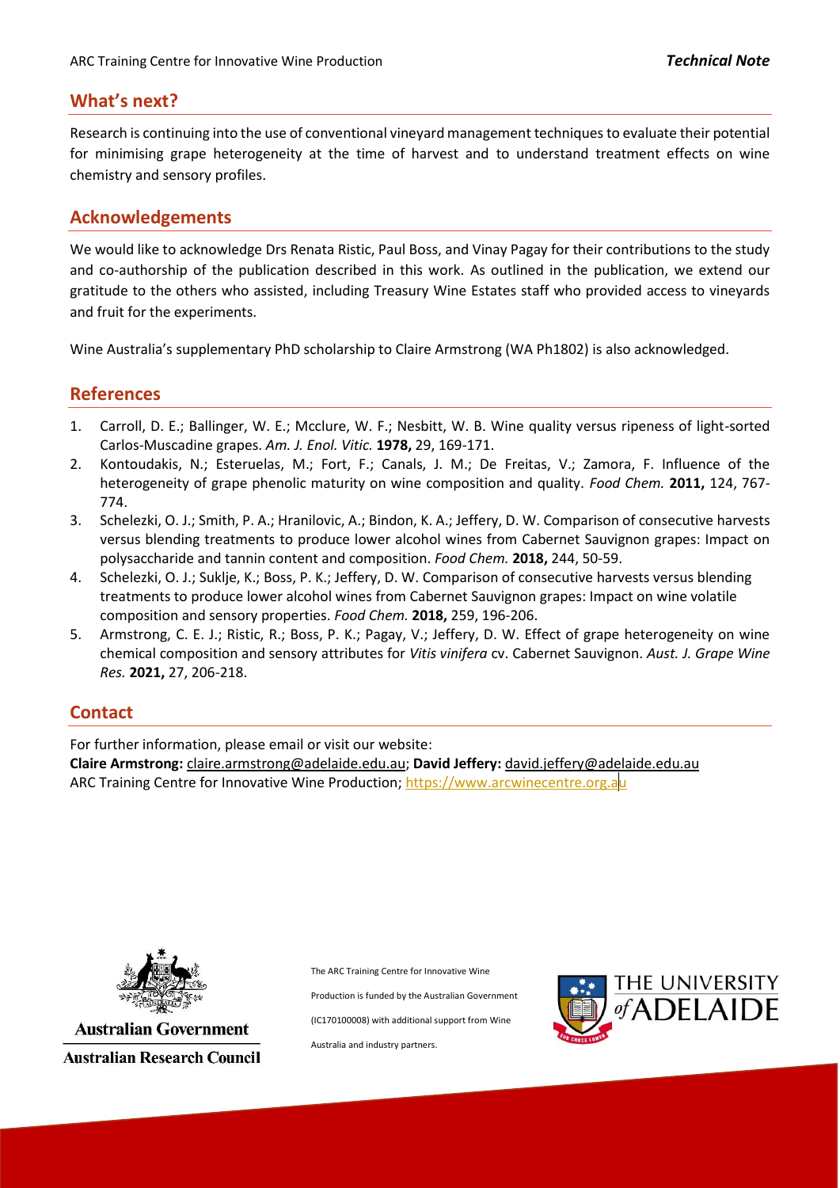## What's next?

Research is continuing into the use of conventional vineyard management techniques to evaluate their potential for minimising grape heterogeneity at the time of harvest and to understand treatment effects on wine chemistry and sensory profiles.

## Acknowledgements

We would like to acknowledge Drs Renata Ristic, Paul Boss, and Vinay Pagay for their contributions to the study and co-authorship of the publication described in this work. As outlined in the publication, we extend our gratitude to the others who assisted, including Treasury Wine Estates staff who provided access to vineyards and fruit for the experiments.

Wine Australia's supplementary PhD scholarship to Claire Armstrong (WA Ph1802) is also acknowledged.

## References

1. Carroll, D. E.; Ballinger, W. E.; Mcclure, W. F.; Nesbitt, W. B. Wine quality versus ripeness of light-sorted Carlos-Muscadine grapes. *Am. J. Enol. Vitic.* **1978,** 29, 169-171.
2. Kontoudakis, N.; Esteruelas, M.; Fort, F.; Canals, J. M.; De Freitas, V.; Zamora, F. Influence of the heterogeneity of grape phenolic maturity on wine composition and quality. *Food Chem.* **2011,** 124, 767-774.
3. Schelezki, O. J.; Smith, P. A.; Hranilovic, A.; Bindon, K. A.; Jeffery, D. W. Comparison of consecutive harvests versus blending treatments to produce lower alcohol wines from Cabernet Sauvignon grapes: Impact on polysaccharide and tannin content and composition. *Food Chem.* **2018,** 244, 50-59.
4. Schelezki, O. J.; Suklje, K.; Boss, P. K.; Jeffery, D. W. Comparison of consecutive harvests versus blending treatments to produce lower alcohol wines from Cabernet Sauvignon grapes: Impact on wine volatile composition and sensory properties. *Food Chem.* **2018,** 259, 196-206.
5. Armstrong, C. E. J.; Ristic, R.; Boss, P. K.; Pagay, V.; Jeffery, D. W. Effect of grape heterogeneity on wine chemical composition and sensory attributes for *Vitis vinifera* cv. Cabernet Sauvignon. *Aust. J. Grape Wine Res.* **2021,** 27, 206-218.

## Contact

For further information, please email or visit our website:
**Claire Armstrong:** claire.armstrong@adelaide.edu.au; **David Jeffery:** david.jeffery@adelaide.edu.au
ARC Training Centre for Innovative Wine Production; https://www.arcwinecentre.org.au

Australian Government
Australian Research Council

The ARC Training Centre for Innovative Wine Production is funded by the Australian Government (IC170100008) with additional support from Wine Australia and industry partners.

THE UNIVERSITY of ADELAIDE